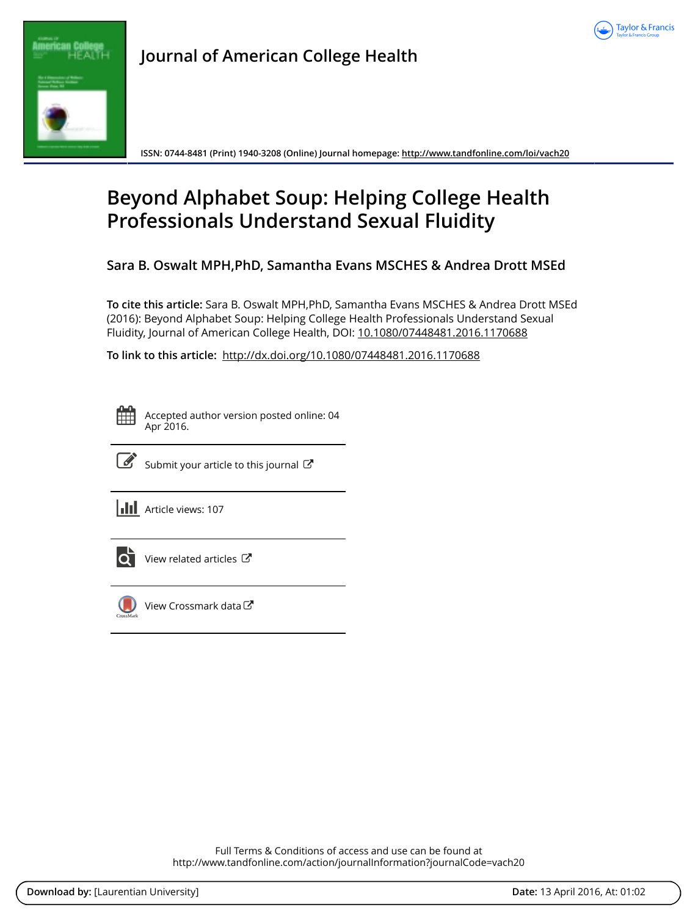# Journal of American College Health

ISSN: 0744-8481 (Print) 1940-3208 (Online) Journal homepage: http://www.tandfonline.com/loi/vach20

## Beyond Alphabet Soup: Helping College Health Professionals Understand Sexual Fluidity

**Sara B. Oswalt MPH,PhD, Samantha Evans MSCHES & Andrea Drott MSEd**

**To cite this article:** Sara B. Oswalt MPH,PhD, Samantha Evans MSCHES & Andrea Drott MSEd (2016): Beyond Alphabet Soup: Helping College Health Professionals Understand Sexual Fluidity, Journal of American College Health, DOI: 10.1080/07448481.2016.1170688

**To link to this article:** http://dx.doi.org/10.1080/07448481.2016.1170688

Accepted author version posted online: 04 Apr 2016.

Submit your article to this journal

Article views: 107

View related articles

View Crossmark data

Full Terms & Conditions of access and use can be found at
http://www.tandfonline.com/action/journalInformation?journalCode=vach20

**Download by:** [Laurentian University] **Date:** 13 April 2016, At: 01:02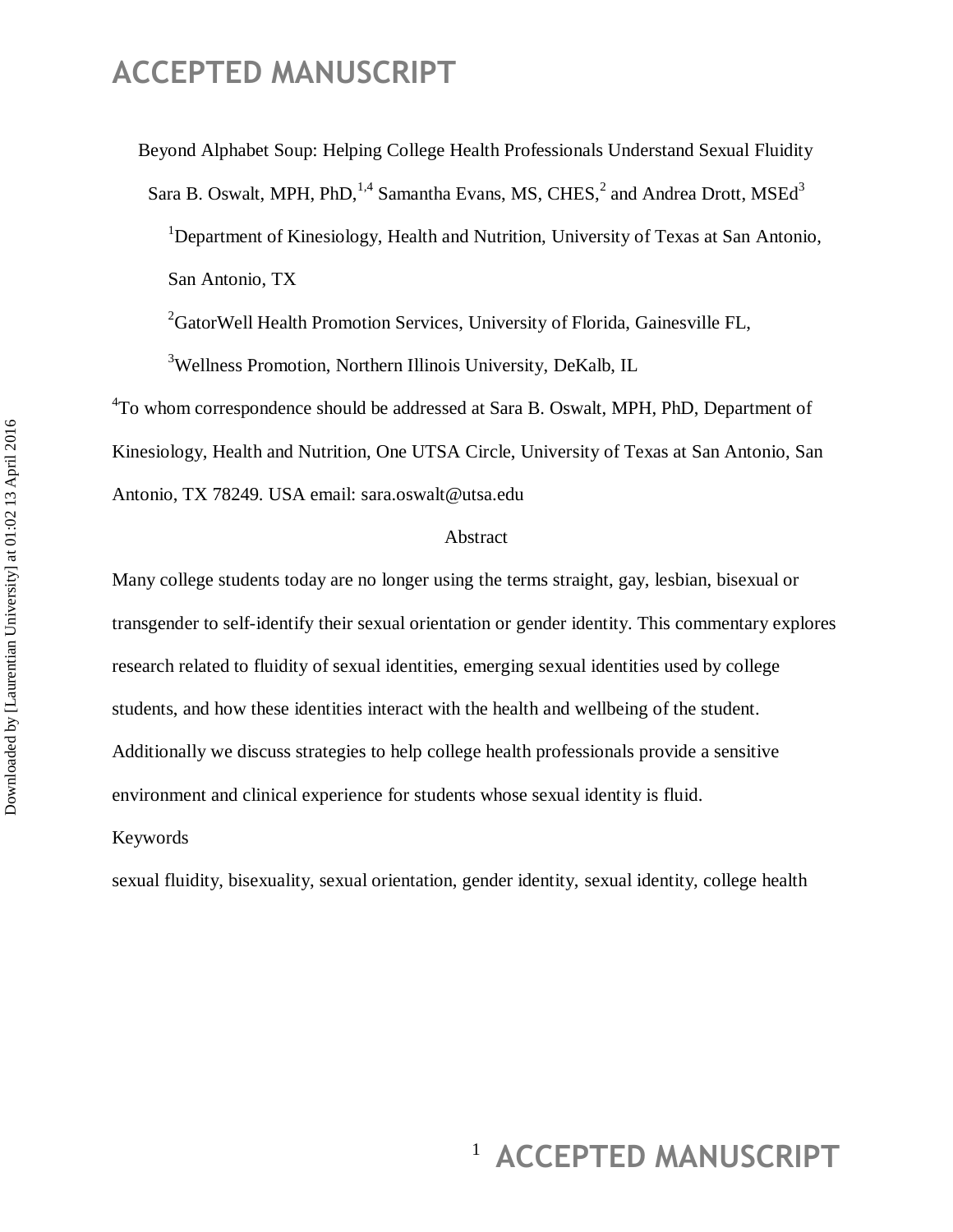Beyond Alphabet Soup: Helping College Health Professionals Understand Sexual Fluidity

Sara B. Oswalt, MPH, PhD,[1,4] Samantha Evans, MS, CHES,[2] and Andrea Drott, MSEd[3]

[1]Department of Kinesiology, Health and Nutrition, University of Texas at San Antonio, San Antonio, TX

[2]GatorWell Health Promotion Services, University of Florida, Gainesville FL,

[3]Wellness Promotion, Northern Illinois University, DeKalb, IL

[4]To whom correspondence should be addressed at Sara B. Oswalt, MPH, PhD, Department of Kinesiology, Health and Nutrition, One UTSA Circle, University of Texas at San Antonio, San Antonio, TX 78249. USA email: sara.oswalt@utsa.edu

## Abstract

Many college students today are no longer using the terms straight, gay, lesbian, bisexual or transgender to self-identify their sexual orientation or gender identity. This commentary explores research related to fluidity of sexual identities, emerging sexual identities used by college students, and how these identities interact with the health and wellbeing of the student. Additionally we discuss strategies to help college health professionals provide a sensitive environment and clinical experience for students whose sexual identity is fluid.

Keywords

sexual fluidity, bisexuality, sexual orientation, gender identity, sexual identity, college health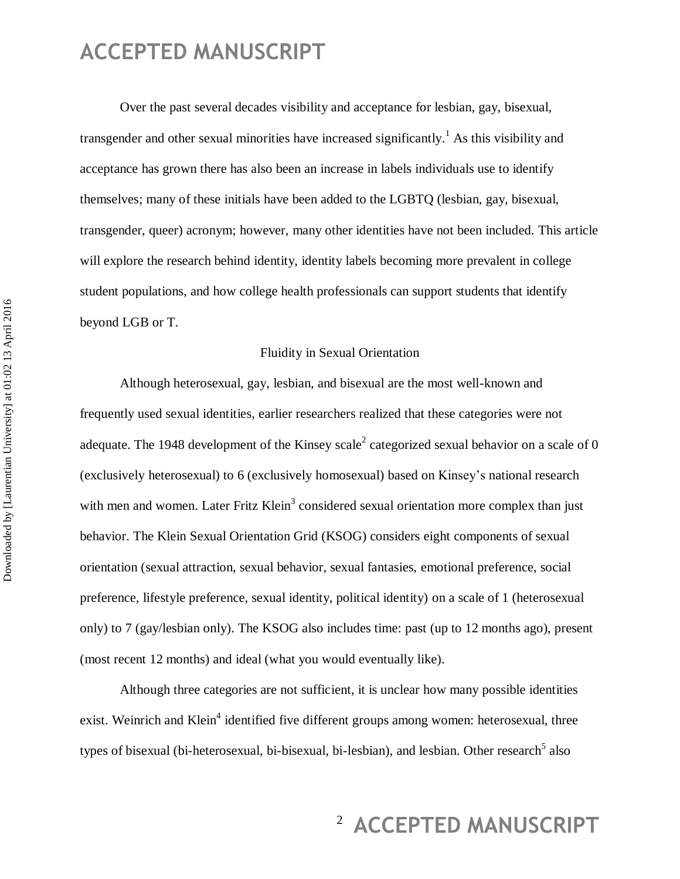Over the past several decades visibility and acceptance for lesbian, gay, bisexual, transgender and other sexual minorities have increased significantly.[1] As this visibility and acceptance has grown there has also been an increase in labels individuals use to identify themselves; many of these initials have been added to the LGBTQ (lesbian, gay, bisexual, transgender, queer) acronym; however, many other identities have not been included. This article will explore the research behind identity, identity labels becoming more prevalent in college student populations, and how college health professionals can support students that identify beyond LGB or T.

## Fluidity in Sexual Orientation

Although heterosexual, gay, lesbian, and bisexual are the most well-known and frequently used sexual identities, earlier researchers realized that these categories were not adequate. The 1948 development of the Kinsey scale[2] categorized sexual behavior on a scale of 0 (exclusively heterosexual) to 6 (exclusively homosexual) based on Kinsey's national research with men and women. Later Fritz Klein[3] considered sexual orientation more complex than just behavior. The Klein Sexual Orientation Grid (KSOG) considers eight components of sexual orientation (sexual attraction, sexual behavior, sexual fantasies, emotional preference, social preference, lifestyle preference, sexual identity, political identity) on a scale of 1 (heterosexual only) to 7 (gay/lesbian only). The KSOG also includes time: past (up to 12 months ago), present (most recent 12 months) and ideal (what you would eventually like).

Although three categories are not sufficient, it is unclear how many possible identities exist. Weinrich and Klein[4] identified five different groups among women: heterosexual, three types of bisexual (bi-heterosexual, bi-bisexual, bi-lesbian), and lesbian. Other research[5] also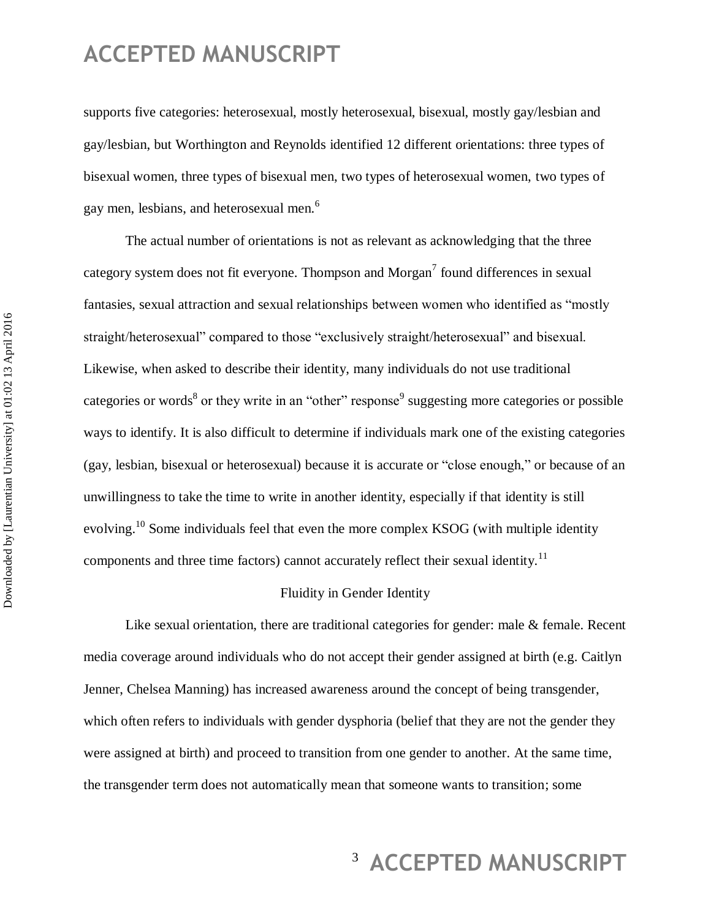supports five categories: heterosexual, mostly heterosexual, bisexual, mostly gay/lesbian and gay/lesbian, but Worthington and Reynolds identified 12 different orientations: three types of bisexual women, three types of bisexual men, two types of heterosexual women, two types of gay men, lesbians, and heterosexual men.[6]

The actual number of orientations is not as relevant as acknowledging that the three category system does not fit everyone. Thompson and Morgan[7] found differences in sexual fantasies, sexual attraction and sexual relationships between women who identified as "mostly straight/heterosexual" compared to those "exclusively straight/heterosexual" and bisexual. Likewise, when asked to describe their identity, many individuals do not use traditional categories or words[8] or they write in an "other" response[9] suggesting more categories or possible ways to identify. It is also difficult to determine if individuals mark one of the existing categories (gay, lesbian, bisexual or heterosexual) because it is accurate or "close enough," or because of an unwillingness to take the time to write in another identity, especially if that identity is still evolving.[10] Some individuals feel that even the more complex KSOG (with multiple identity components and three time factors) cannot accurately reflect their sexual identity.[11]

## Fluidity in Gender Identity

Like sexual orientation, there are traditional categories for gender: male & female. Recent media coverage around individuals who do not accept their gender assigned at birth (e.g. Caitlyn Jenner, Chelsea Manning) has increased awareness around the concept of being transgender, which often refers to individuals with gender dysphoria (belief that they are not the gender they were assigned at birth) and proceed to transition from one gender to another. At the same time, the transgender term does not automatically mean that someone wants to transition; some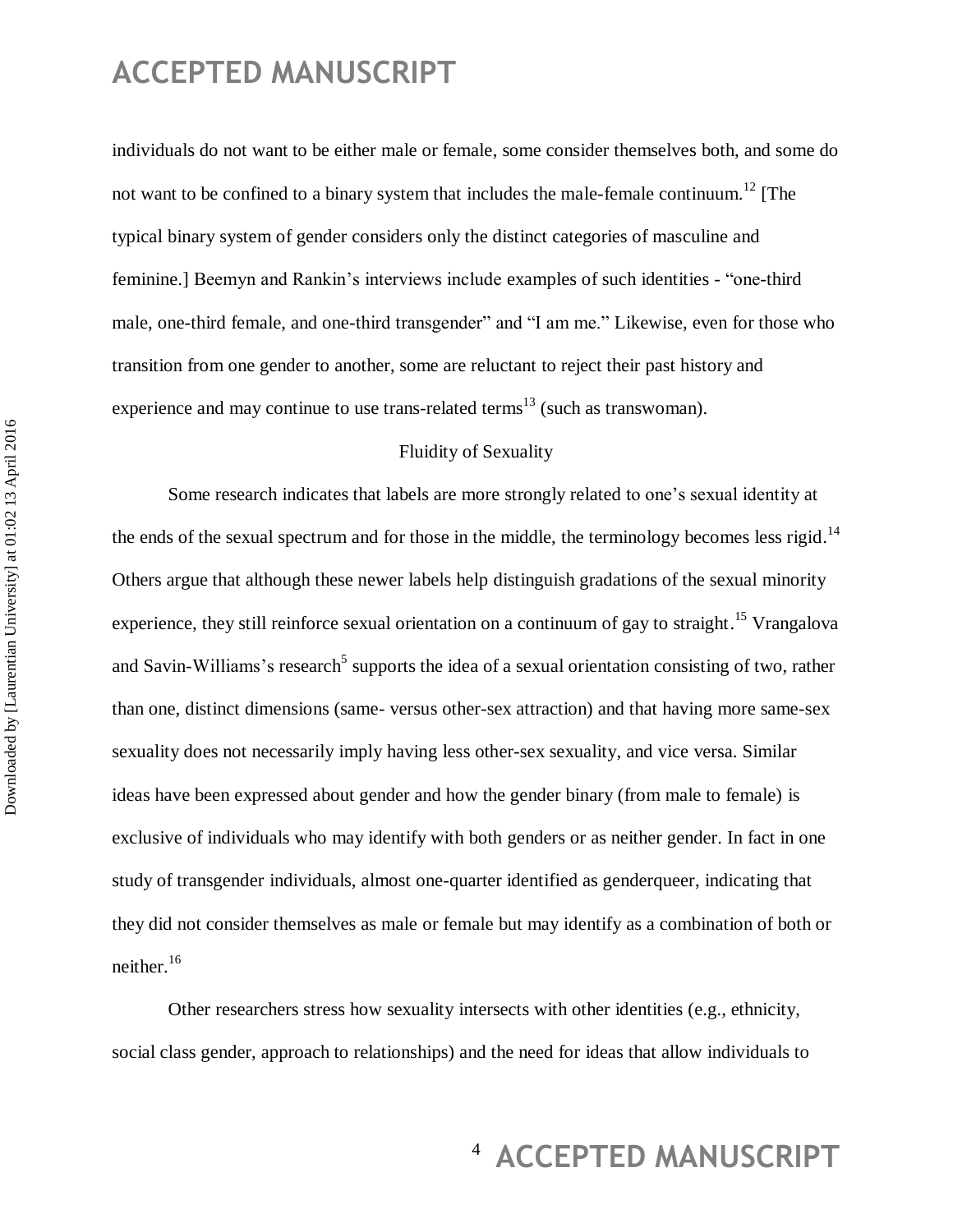individuals do not want to be either male or female, some consider themselves both, and some do not want to be confined to a binary system that includes the male-female continuum.[12] [The typical binary system of gender considers only the distinct categories of masculine and feminine.] Beemyn and Rankin's interviews include examples of such identities - "one-third male, one-third female, and one-third transgender" and "I am me." Likewise, even for those who transition from one gender to another, some are reluctant to reject their past history and experience and may continue to use trans-related terms[13] (such as transwoman).

## Fluidity of Sexuality

Some research indicates that labels are more strongly related to one's sexual identity at the ends of the sexual spectrum and for those in the middle, the terminology becomes less rigid.[14] Others argue that although these newer labels help distinguish gradations of the sexual minority experience, they still reinforce sexual orientation on a continuum of gay to straight.[15] Vrangalova and Savin-Williams's research[5] supports the idea of a sexual orientation consisting of two, rather than one, distinct dimensions (same- versus other-sex attraction) and that having more same-sex sexuality does not necessarily imply having less other-sex sexuality, and vice versa. Similar ideas have been expressed about gender and how the gender binary (from male to female) is exclusive of individuals who may identify with both genders or as neither gender. In fact in one study of transgender individuals, almost one-quarter identified as genderqueer, indicating that they did not consider themselves as male or female but may identify as a combination of both or neither.[16]

Other researchers stress how sexuality intersects with other identities (e.g., ethnicity, social class gender, approach to relationships) and the need for ideas that allow individuals to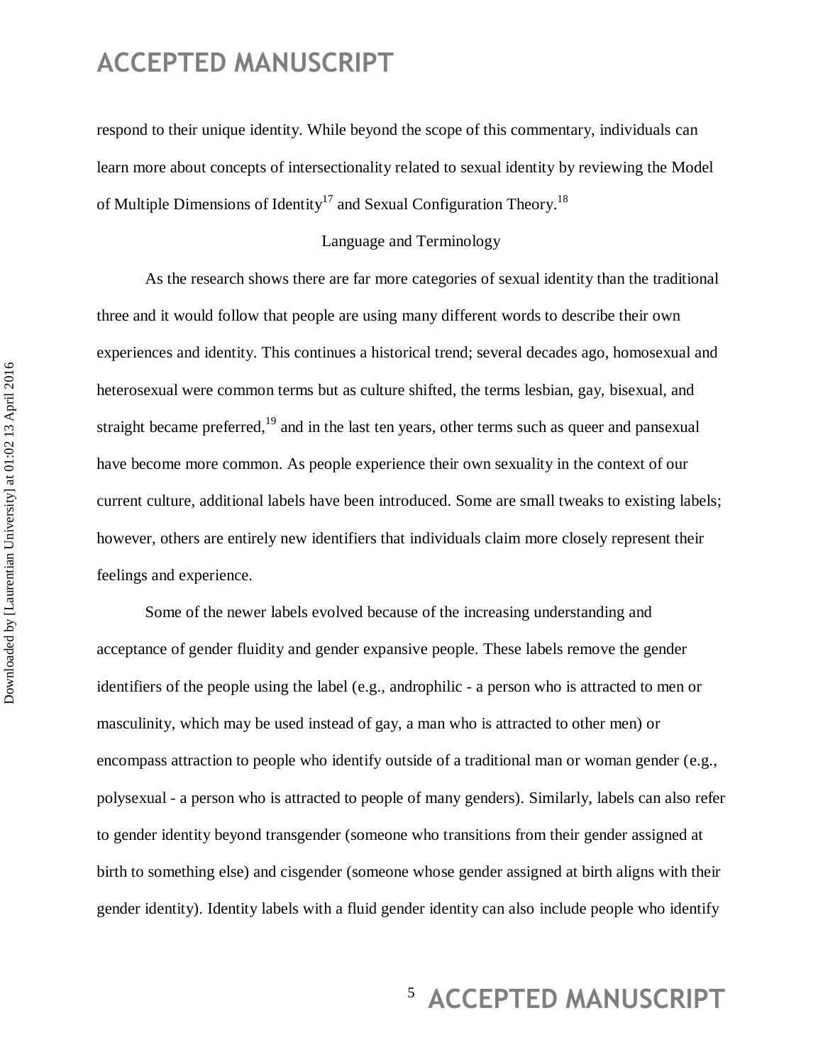respond to their unique identity. While beyond the scope of this commentary, individuals can learn more about concepts of intersectionality related to sexual identity by reviewing the Model of Multiple Dimensions of Identity[17] and Sexual Configuration Theory.[18]

## Language and Terminology

As the research shows there are far more categories of sexual identity than the traditional three and it would follow that people are using many different words to describe their own experiences and identity. This continues a historical trend; several decades ago, homosexual and heterosexual were common terms but as culture shifted, the terms lesbian, gay, bisexual, and straight became preferred,[19] and in the last ten years, other terms such as queer and pansexual have become more common. As people experience their own sexuality in the context of our current culture, additional labels have been introduced. Some are small tweaks to existing labels; however, others are entirely new identifiers that individuals claim more closely represent their feelings and experience.

Some of the newer labels evolved because of the increasing understanding and acceptance of gender fluidity and gender expansive people. These labels remove the gender identifiers of the people using the label (e.g., androphilic - a person who is attracted to men or masculinity, which may be used instead of gay, a man who is attracted to other men) or encompass attraction to people who identify outside of a traditional man or woman gender (e.g., polysexual - a person who is attracted to people of many genders). Similarly, labels can also refer to gender identity beyond transgender (someone who transitions from their gender assigned at birth to something else) and cisgender (someone whose gender assigned at birth aligns with their gender identity). Identity labels with a fluid gender identity can also include people who identify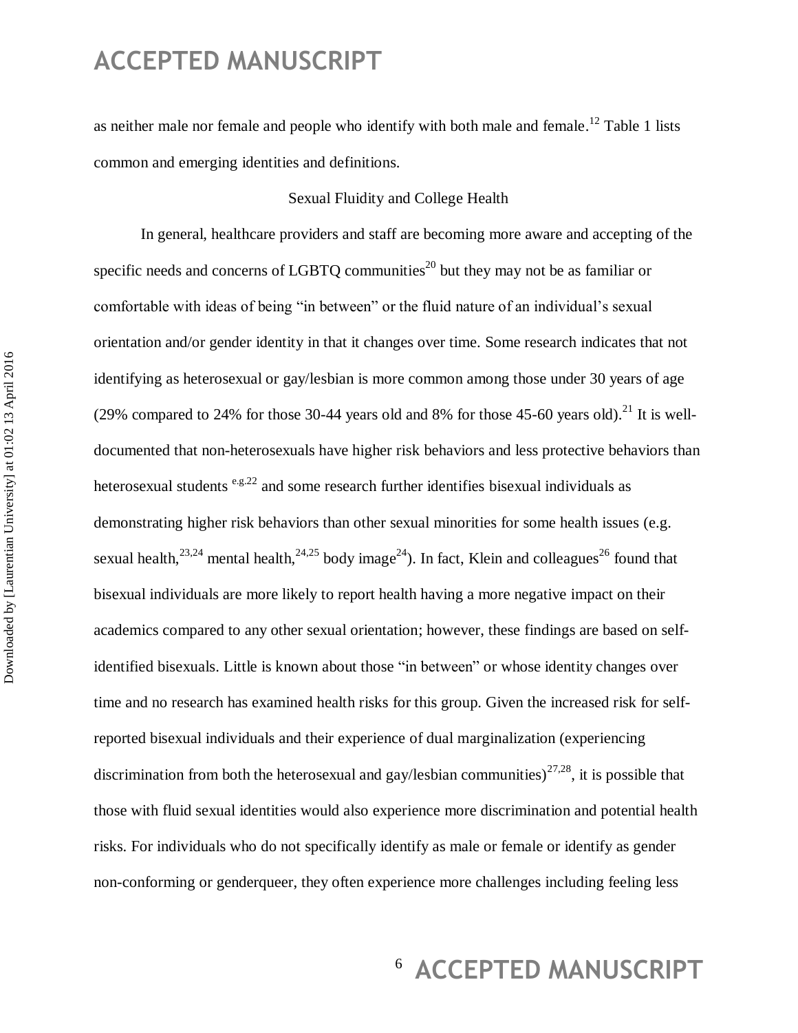as neither male nor female and people who identify with both male and female.[12] Table 1 lists common and emerging identities and definitions.

## Sexual Fluidity and College Health

In general, healthcare providers and staff are becoming more aware and accepting of the specific needs and concerns of LGBTQ communities[20] but they may not be as familiar or comfortable with ideas of being "in between" or the fluid nature of an individual's sexual orientation and/or gender identity in that it changes over time. Some research indicates that not identifying as heterosexual or gay/lesbian is more common among those under 30 years of age (29% compared to 24% for those 30-44 years old and 8% for those 45-60 years old).[21] It is well-documented that non-heterosexuals have higher risk behaviors and less protective behaviors than heterosexual students [e.g.22] and some research further identifies bisexual individuals as demonstrating higher risk behaviors than other sexual minorities for some health issues (e.g. sexual health,[23,24] mental health,[24,25] body image[24]). In fact, Klein and colleagues[26] found that bisexual individuals are more likely to report health having a more negative impact on their academics compared to any other sexual orientation; however, these findings are based on self-identified bisexuals. Little is known about those "in between" or whose identity changes over time and no research has examined health risks for this group. Given the increased risk for self-reported bisexual individuals and their experience of dual marginalization (experiencing discrimination from both the heterosexual and gay/lesbian communities)[27,28], it is possible that those with fluid sexual identities would also experience more discrimination and potential health risks. For individuals who do not specifically identify as male or female or identify as gender non-conforming or genderqueer, they often experience more challenges including feeling less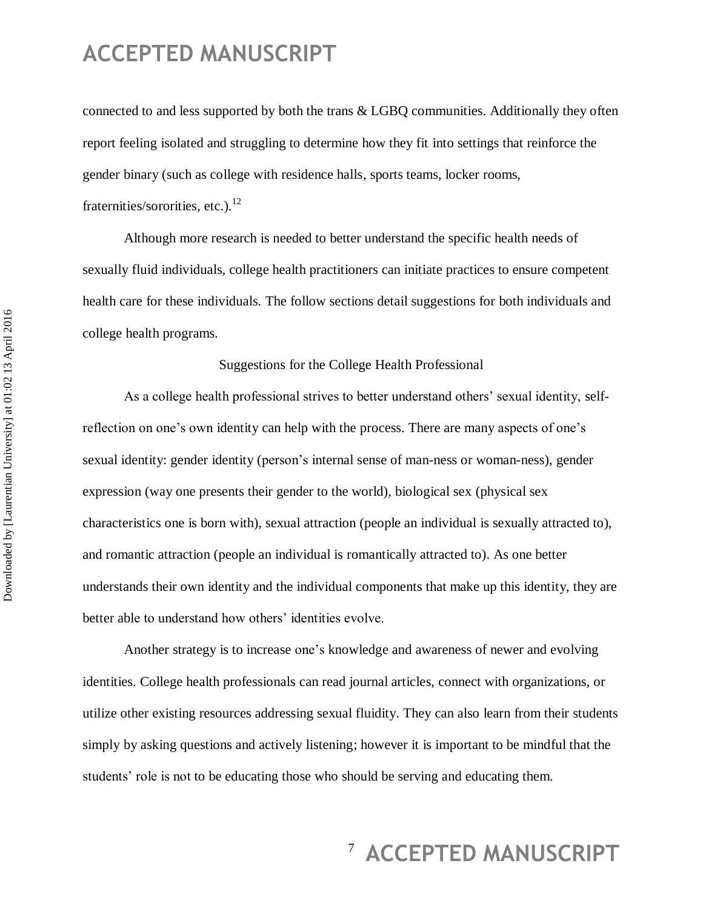connected to and less supported by both the trans & LGBQ communities. Additionally they often report feeling isolated and struggling to determine how they fit into settings that reinforce the gender binary (such as college with residence halls, sports teams, locker rooms, fraternities/sororities, etc.).[12]

Although more research is needed to better understand the specific health needs of sexually fluid individuals, college health practitioners can initiate practices to ensure competent health care for these individuals. The follow sections detail suggestions for both individuals and college health programs.

## Suggestions for the College Health Professional

As a college health professional strives to better understand others' sexual identity, self-reflection on one's own identity can help with the process. There are many aspects of one's sexual identity: gender identity (person's internal sense of man-ness or woman-ness), gender expression (way one presents their gender to the world), biological sex (physical sex characteristics one is born with), sexual attraction (people an individual is sexually attracted to), and romantic attraction (people an individual is romantically attracted to). As one better understands their own identity and the individual components that make up this identity, they are better able to understand how others' identities evolve.

Another strategy is to increase one's knowledge and awareness of newer and evolving identities. College health professionals can read journal articles, connect with organizations, or utilize other existing resources addressing sexual fluidity. They can also learn from their students simply by asking questions and actively listening; however it is important to be mindful that the students' role is not to be educating those who should be serving and educating them.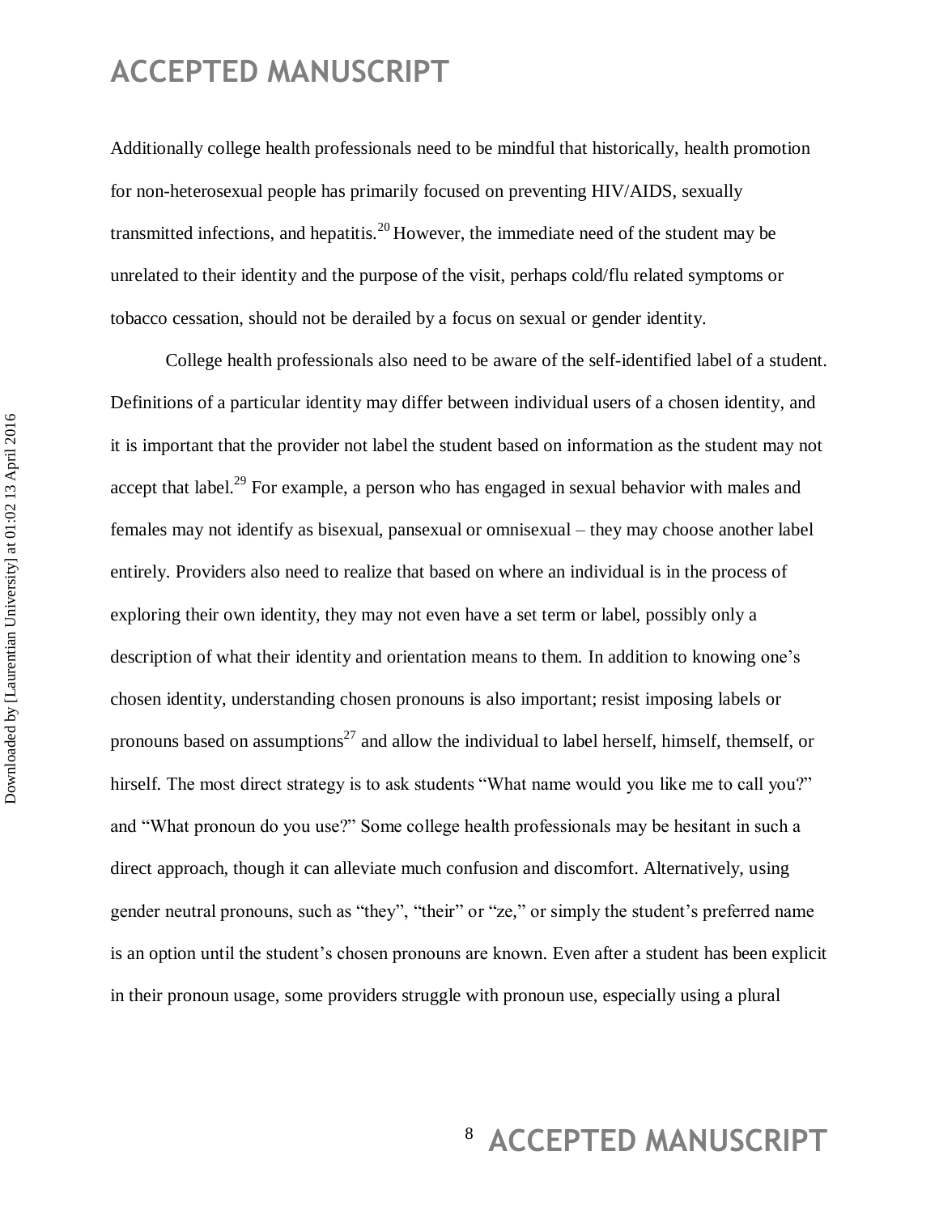Additionally college health professionals need to be mindful that historically, health promotion for non-heterosexual people has primarily focused on preventing HIV/AIDS, sexually transmitted infections, and hepatitis.[20] However, the immediate need of the student may be unrelated to their identity and the purpose of the visit, perhaps cold/flu related symptoms or tobacco cessation, should not be derailed by a focus on sexual or gender identity.

College health professionals also need to be aware of the self-identified label of a student. Definitions of a particular identity may differ between individual users of a chosen identity, and it is important that the provider not label the student based on information as the student may not accept that label.[29] For example, a person who has engaged in sexual behavior with males and females may not identify as bisexual, pansexual or omnisexual – they may choose another label entirely. Providers also need to realize that based on where an individual is in the process of exploring their own identity, they may not even have a set term or label, possibly only a description of what their identity and orientation means to them. In addition to knowing one's chosen identity, understanding chosen pronouns is also important; resist imposing labels or pronouns based on assumptions[27] and allow the individual to label herself, himself, themself, or hirself. The most direct strategy is to ask students "What name would you like me to call you?" and "What pronoun do you use?" Some college health professionals may be hesitant in such a direct approach, though it can alleviate much confusion and discomfort. Alternatively, using gender neutral pronouns, such as "they", "their" or "ze," or simply the student's preferred name is an option until the student's chosen pronouns are known. Even after a student has been explicit in their pronoun usage, some providers struggle with pronoun use, especially using a plural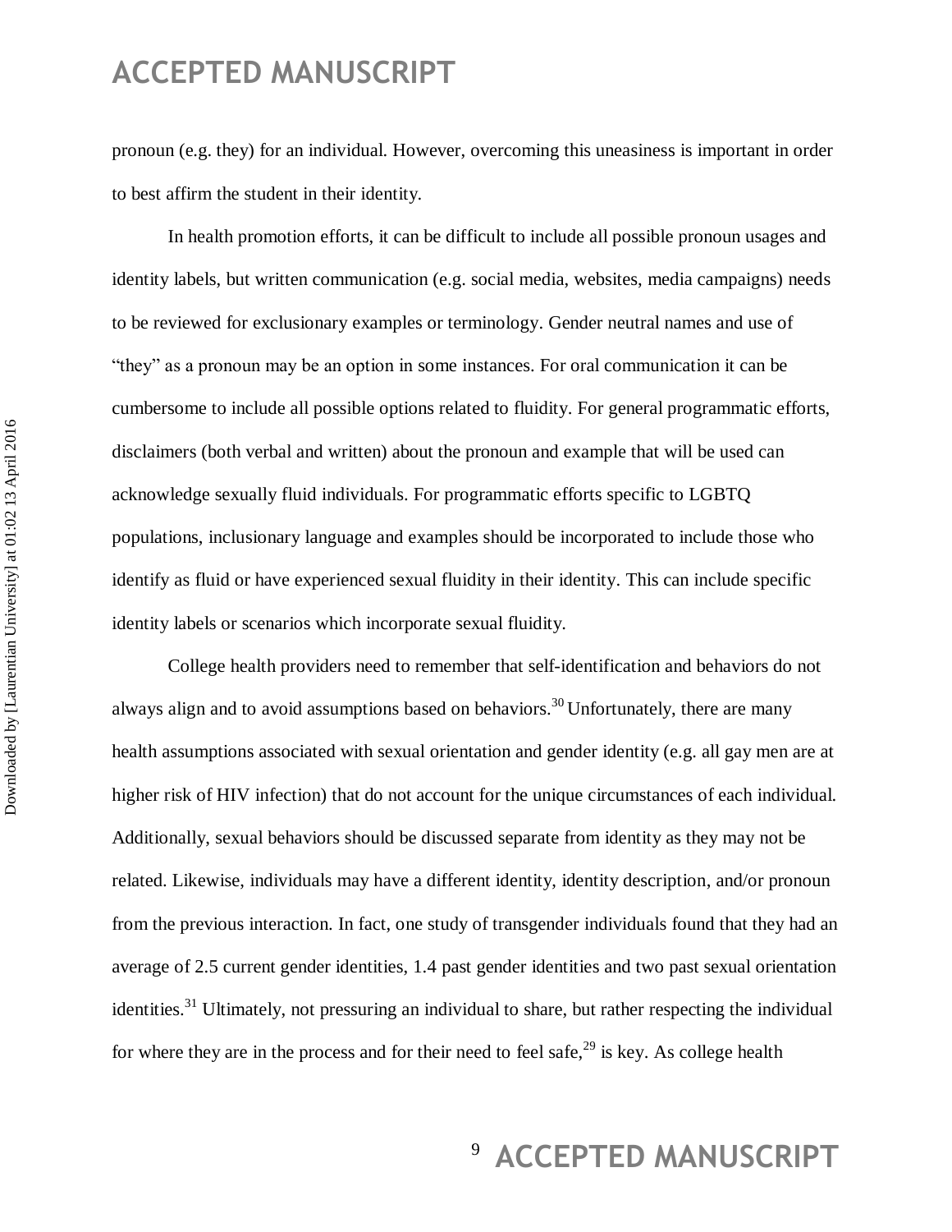pronoun (e.g. they) for an individual. However, overcoming this uneasiness is important in order to best affirm the student in their identity.

In health promotion efforts, it can be difficult to include all possible pronoun usages and identity labels, but written communication (e.g. social media, websites, media campaigns) needs to be reviewed for exclusionary examples or terminology. Gender neutral names and use of "they" as a pronoun may be an option in some instances. For oral communication it can be cumbersome to include all possible options related to fluidity. For general programmatic efforts, disclaimers (both verbal and written) about the pronoun and example that will be used can acknowledge sexually fluid individuals. For programmatic efforts specific to LGBTQ populations, inclusionary language and examples should be incorporated to include those who identify as fluid or have experienced sexual fluidity in their identity. This can include specific identity labels or scenarios which incorporate sexual fluidity.

College health providers need to remember that self-identification and behaviors do not always align and to avoid assumptions based on behaviors.[30] Unfortunately, there are many health assumptions associated with sexual orientation and gender identity (e.g. all gay men are at higher risk of HIV infection) that do not account for the unique circumstances of each individual. Additionally, sexual behaviors should be discussed separate from identity as they may not be related. Likewise, individuals may have a different identity, identity description, and/or pronoun from the previous interaction. In fact, one study of transgender individuals found that they had an average of 2.5 current gender identities, 1.4 past gender identities and two past sexual orientation identities.[31] Ultimately, not pressuring an individual to share, but rather respecting the individual for where they are in the process and for their need to feel safe,[29] is key. As college health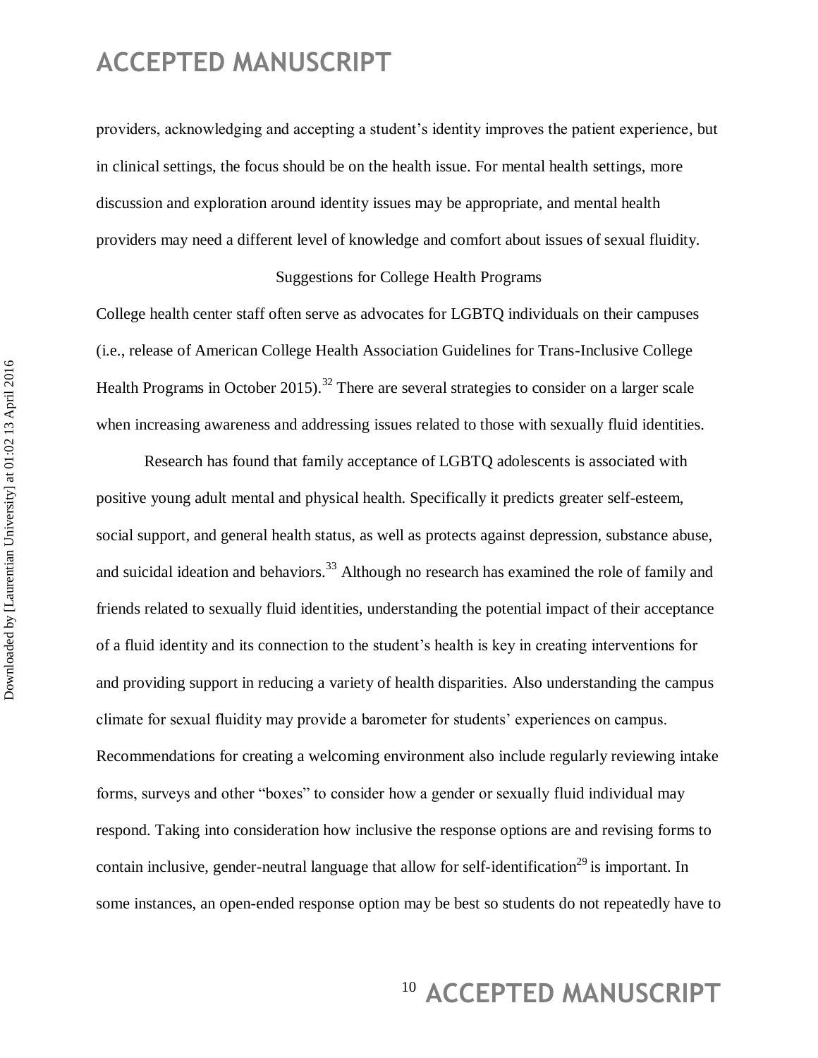providers, acknowledging and accepting a student's identity improves the patient experience, but in clinical settings, the focus should be on the health issue. For mental health settings, more discussion and exploration around identity issues may be appropriate, and mental health providers may need a different level of knowledge and comfort about issues of sexual fluidity.

## Suggestions for College Health Programs

College health center staff often serve as advocates for LGBTQ individuals on their campuses (i.e., release of American College Health Association Guidelines for Trans-Inclusive College Health Programs in October 2015).[32] There are several strategies to consider on a larger scale when increasing awareness and addressing issues related to those with sexually fluid identities.

Research has found that family acceptance of LGBTQ adolescents is associated with positive young adult mental and physical health. Specifically it predicts greater self-esteem, social support, and general health status, as well as protects against depression, substance abuse, and suicidal ideation and behaviors.[33] Although no research has examined the role of family and friends related to sexually fluid identities, understanding the potential impact of their acceptance of a fluid identity and its connection to the student's health is key in creating interventions for and providing support in reducing a variety of health disparities. Also understanding the campus climate for sexual fluidity may provide a barometer for students' experiences on campus. Recommendations for creating a welcoming environment also include regularly reviewing intake forms, surveys and other "boxes" to consider how a gender or sexually fluid individual may respond. Taking into consideration how inclusive the response options are and revising forms to contain inclusive, gender-neutral language that allow for self-identification[29] is important. In some instances, an open-ended response option may be best so students do not repeatedly have to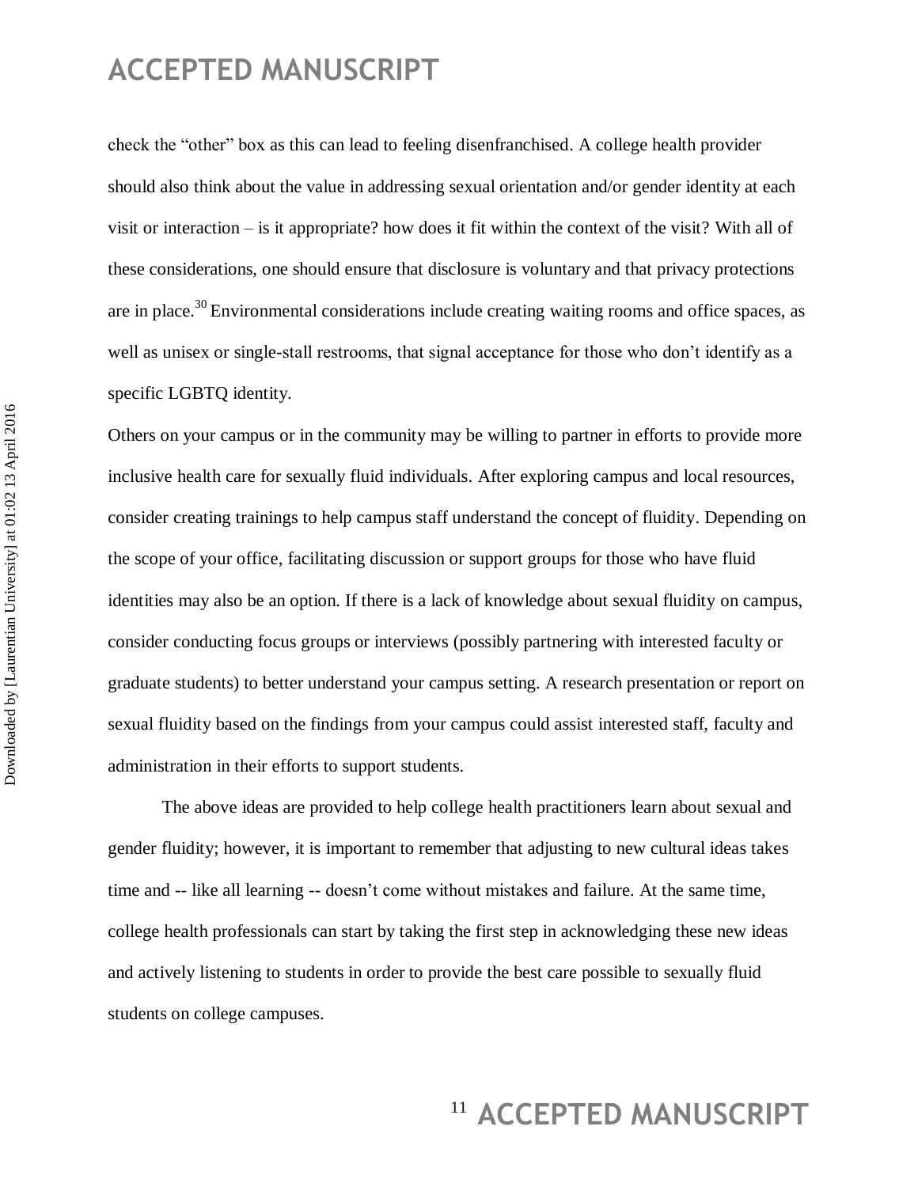check the "other" box as this can lead to feeling disenfranchised. A college health provider should also think about the value in addressing sexual orientation and/or gender identity at each visit or interaction – is it appropriate? how does it fit within the context of the visit? With all of these considerations, one should ensure that disclosure is voluntary and that privacy protections are in place.[30] Environmental considerations include creating waiting rooms and office spaces, as well as unisex or single-stall restrooms, that signal acceptance for those who don't identify as a specific LGBTQ identity.

Others on your campus or in the community may be willing to partner in efforts to provide more inclusive health care for sexually fluid individuals. After exploring campus and local resources, consider creating trainings to help campus staff understand the concept of fluidity. Depending on the scope of your office, facilitating discussion or support groups for those who have fluid identities may also be an option. If there is a lack of knowledge about sexual fluidity on campus, consider conducting focus groups or interviews (possibly partnering with interested faculty or graduate students) to better understand your campus setting. A research presentation or report on sexual fluidity based on the findings from your campus could assist interested staff, faculty and administration in their efforts to support students.

The above ideas are provided to help college health practitioners learn about sexual and gender fluidity; however, it is important to remember that adjusting to new cultural ideas takes time and -- like all learning -- doesn't come without mistakes and failure. At the same time, college health professionals can start by taking the first step in acknowledging these new ideas and actively listening to students in order to provide the best care possible to sexually fluid students on college campuses.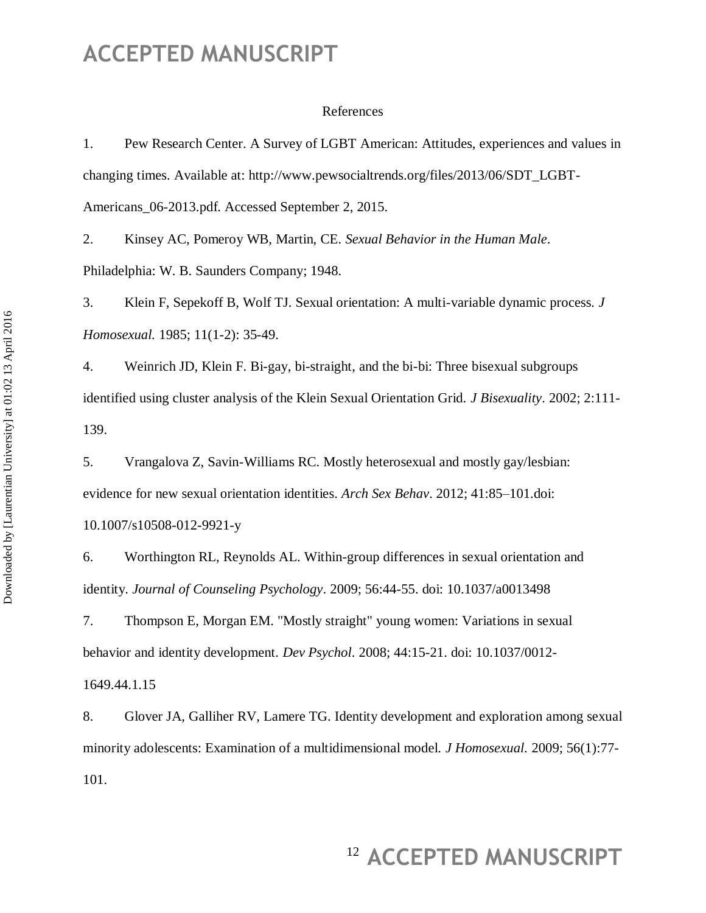References

1. Pew Research Center. A Survey of LGBT American: Attitudes, experiences and values in changing times. Available at: http://www.pewsocialtrends.org/files/2013/06/SDT_LGBT-Americans_06-2013.pdf. Accessed September 2, 2015.

2. Kinsey AC, Pomeroy WB, Martin, CE. *Sexual Behavior in the Human Male*. Philadelphia: W. B. Saunders Company; 1948.

3. Klein F, Sepekoff B, Wolf TJ. Sexual orientation: A multi-variable dynamic process. *J Homosexual.* 1985; 11(1-2): 35-49.

4. Weinrich JD, Klein F. Bi-gay, bi-straight, and the bi-bi: Three bisexual subgroups identified using cluster analysis of the Klein Sexual Orientation Grid. *J Bisexuality*. 2002; 2:111-139.

5. Vrangalova Z, Savin-Williams RC. Mostly heterosexual and mostly gay/lesbian: evidence for new sexual orientation identities. *Arch Sex Behav*. 2012; 41:85–101.doi: 10.1007/s10508-012-9921-y

6. Worthington RL, Reynolds AL. Within-group differences in sexual orientation and identity. *Journal of Counseling Psychology*. 2009; 56:44-55. doi: 10.1037/a0013498

7. Thompson E, Morgan EM. "Mostly straight" young women: Variations in sexual behavior and identity development. *Dev Psychol*. 2008; 44:15-21. doi: 10.1037/0012-1649.44.1.15

8. Glover JA, Galliher RV, Lamere TG. Identity development and exploration among sexual minority adolescents: Examination of a multidimensional model. *J Homosexual.* 2009; 56(1):77-101.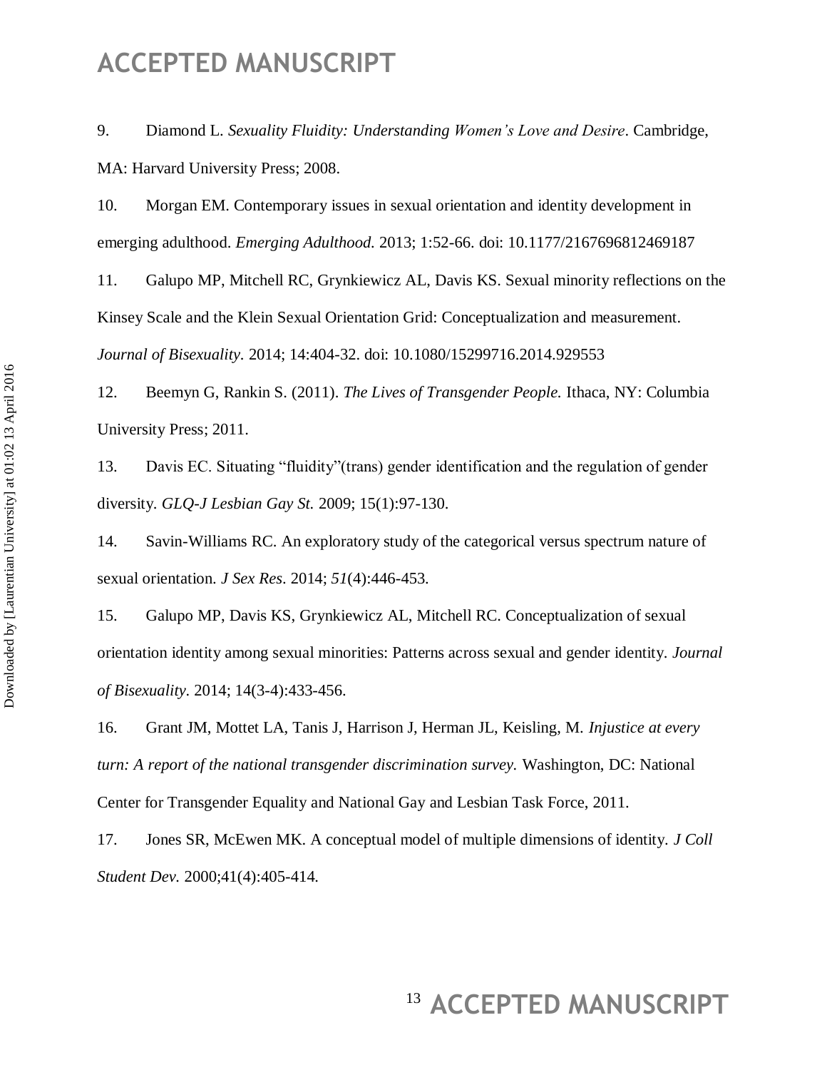9. Diamond L. *Sexuality Fluidity: Understanding Women's Love and Desire*. Cambridge, MA: Harvard University Press; 2008.

10. Morgan EM. Contemporary issues in sexual orientation and identity development in emerging adulthood. *Emerging Adulthood.* 2013; 1:52-66. doi: 10.1177/2167696812469187

11. Galupo MP, Mitchell RC, Grynkiewicz AL, Davis KS. Sexual minority reflections on the Kinsey Scale and the Klein Sexual Orientation Grid: Conceptualization and measurement. *Journal of Bisexuality.* 2014; 14:404-32. doi: 10.1080/15299716.2014.929553

12. Beemyn G, Rankin S. (2011). *The Lives of Transgender People.* Ithaca, NY: Columbia University Press; 2011.

13. Davis EC. Situating "fluidity"(trans) gender identification and the regulation of gender diversity. *GLQ-J Lesbian Gay St.* 2009; 15(1):97-130.

14. Savin-Williams RC. An exploratory study of the categorical versus spectrum nature of sexual orientation. *J Sex Res*. 2014; *51*(4):446-453.

15. Galupo MP, Davis KS, Grynkiewicz AL, Mitchell RC. Conceptualization of sexual orientation identity among sexual minorities: Patterns across sexual and gender identity. *Journal of Bisexuality*. 2014; 14(3-4):433-456.

16. Grant JM, Mottet LA, Tanis J, Harrison J, Herman JL, Keisling, M. *Injustice at every turn: A report of the national transgender discrimination survey.* Washington, DC: National Center for Transgender Equality and National Gay and Lesbian Task Force, 2011.

17. Jones SR, McEwen MK. A conceptual model of multiple dimensions of identity. *J Coll Student Dev.* 2000;41(4):405-414.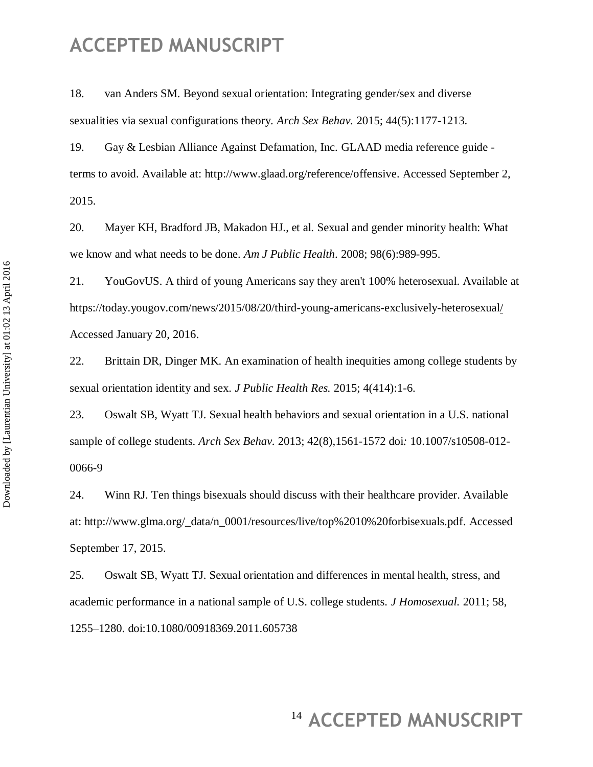18. van Anders SM. Beyond sexual orientation: Integrating gender/sex and diverse sexualities via sexual configurations theory. *Arch Sex Behav.* 2015; 44(5):1177-1213.

19. Gay & Lesbian Alliance Against Defamation, Inc. GLAAD media reference guide - terms to avoid. Available at: http://www.glaad.org/reference/offensive. Accessed September 2, 2015.

20. Mayer KH, Bradford JB, Makadon HJ., et al. Sexual and gender minority health: What we know and what needs to be done. *Am J Public Health*. 2008; 98(6):989-995.

21. YouGovUS. A third of young Americans say they aren't 100% heterosexual. Available at https://today.yougov.com/news/2015/08/20/third-young-americans-exclusively-heterosexual/ Accessed January 20, 2016.

22. Brittain DR, Dinger MK. An examination of health inequities among college students by sexual orientation identity and sex. *J Public Health Res.* 2015; 4(414):1-6.

23. Oswalt SB, Wyatt TJ. Sexual health behaviors and sexual orientation in a U.S. national sample of college students. *Arch Sex Behav.* 2013; 42(8),1561-1572 doi*:* 10.1007/s10508-012-0066-9

24. Winn RJ. Ten things bisexuals should discuss with their healthcare provider. Available at: http://www.glma.org/_data/n_0001/resources/live/top%2010%20forbisexuals.pdf. Accessed September 17, 2015.

25. Oswalt SB, Wyatt TJ. Sexual orientation and differences in mental health, stress, and academic performance in a national sample of U.S. college students. *J Homosexual.* 2011; 58, 1255–1280. doi:10.1080/00918369.2011.605738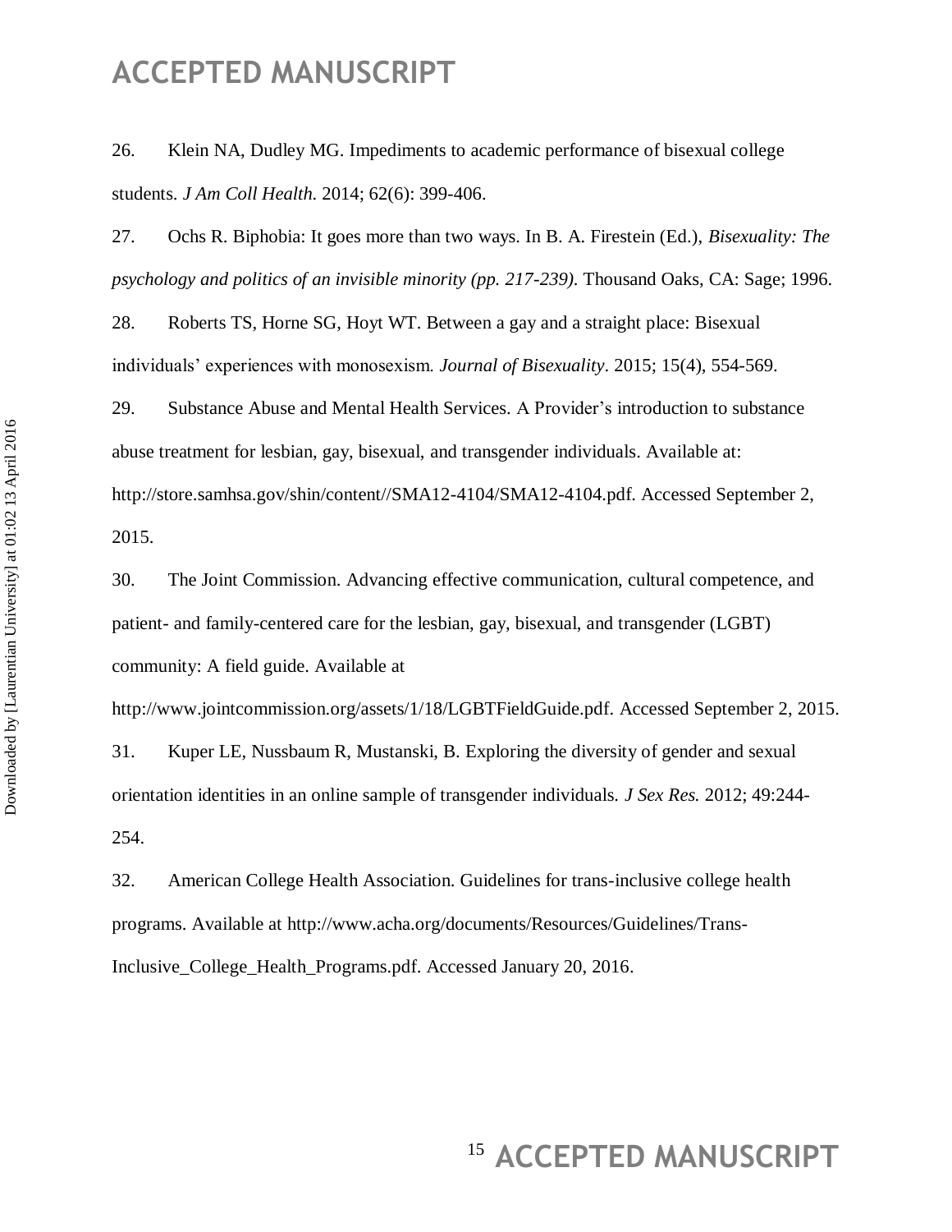26. Klein NA, Dudley MG. Impediments to academic performance of bisexual college students. *J Am Coll Health.* 2014; 62(6): 399-406.

27. Ochs R. Biphobia: It goes more than two ways. In B. A. Firestein (Ed.), *Bisexuality: The psychology and politics of an invisible minority (pp. 217-239)*. Thousand Oaks, CA: Sage; 1996.

28. Roberts TS, Horne SG, Hoyt WT. Between a gay and a straight place: Bisexual individuals' experiences with monosexism. *Journal of Bisexuality*. 2015; 15(4), 554-569.

29. Substance Abuse and Mental Health Services. A Provider's introduction to substance abuse treatment for lesbian, gay, bisexual, and transgender individuals. Available at: http://store.samhsa.gov/shin/content//SMA12-4104/SMA12-4104.pdf. Accessed September 2, 2015.

30. The Joint Commission. Advancing effective communication, cultural competence, and patient- and family-centered care for the lesbian, gay, bisexual, and transgender (LGBT) community: A field guide. Available at http://www.jointcommission.org/assets/1/18/LGBTFieldGuide.pdf. Accessed September 2, 2015.

31. Kuper LE, Nussbaum R, Mustanski, B. Exploring the diversity of gender and sexual orientation identities in an online sample of transgender individuals. *J Sex Res.* 2012; 49:244-254.

32. American College Health Association. Guidelines for trans-inclusive college health programs. Available at http://www.acha.org/documents/Resources/Guidelines/Trans-Inclusive_College_Health_Programs.pdf. Accessed January 20, 2016.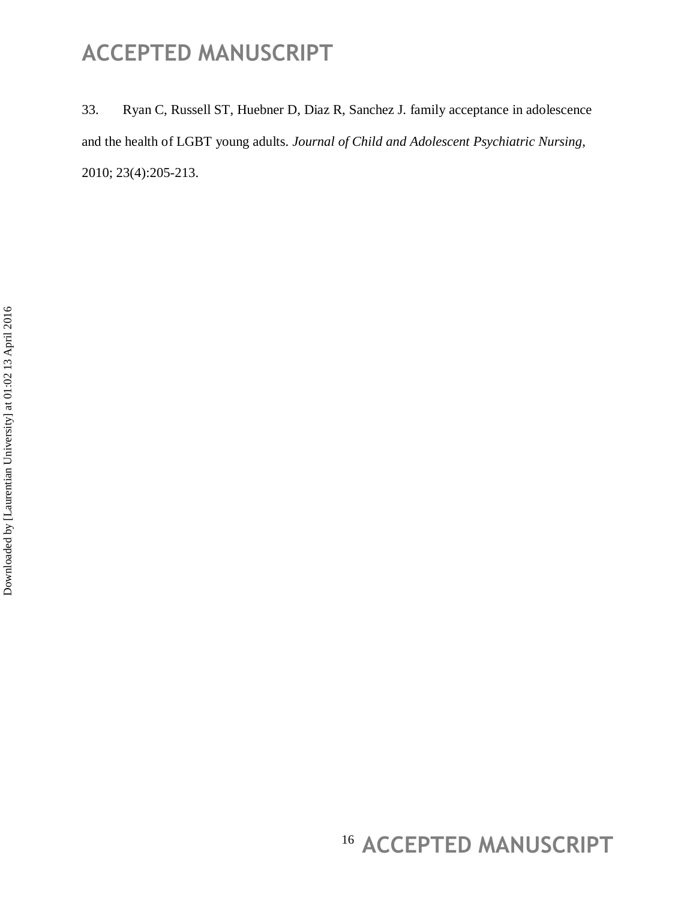33. Ryan C, Russell ST, Huebner D, Diaz R, Sanchez J. family acceptance in adolescence and the health of LGBT young adults. *Journal of Child and Adolescent Psychiatric Nursing*, 2010; 23(4):205-213.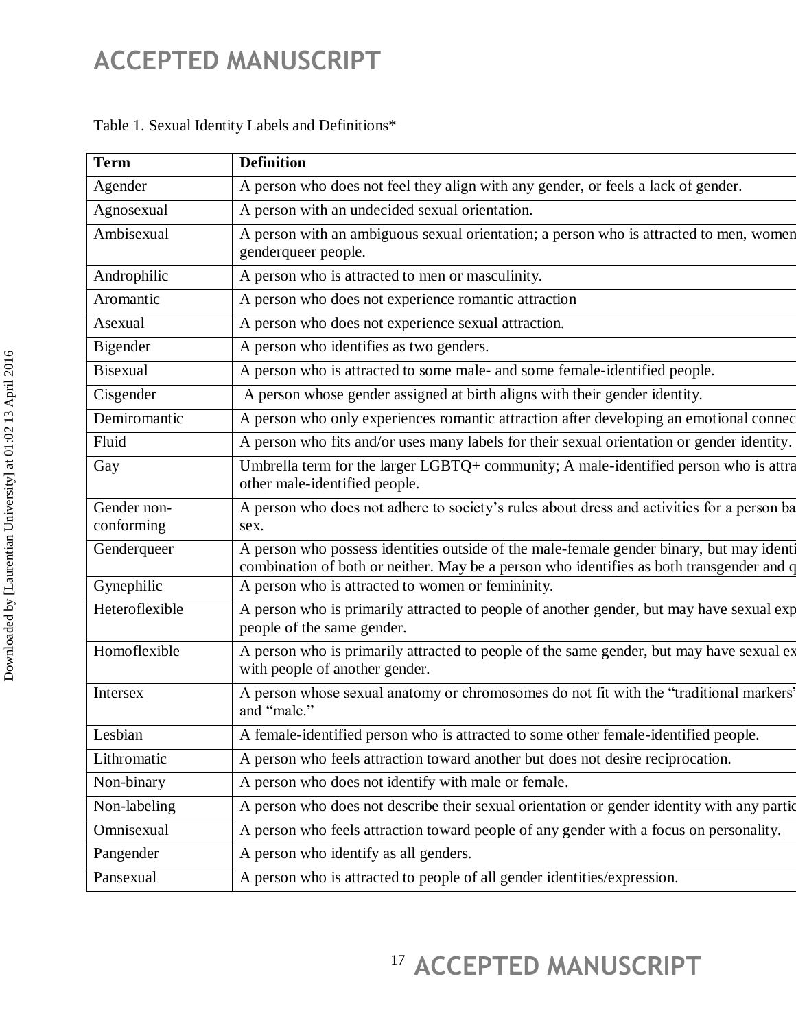Table 1. Sexual Identity Labels and Definitions*

| Term | Definition |
|---|---|
| Agender | A person who does not feel they align with any gender, or feels a lack of gender. |
| Agnosexual | A person with an undecided sexual orientation. |
| Ambisexual | A person with an ambiguous sexual orientation; a person who is attracted to men, women genderqueer people. |
| Androphilic | A person who is attracted to men or masculinity. |
| Aromantic | A person who does not experience romantic attraction |
| Asexual | A person who does not experience sexual attraction. |
| Bigender | A person who identifies as two genders. |
| Bisexual | A person who is attracted to some male- and some female-identified people. |
| Cisgender | A person whose gender assigned at birth aligns with their gender identity. |
| Demiromantic | A person who only experiences romantic attraction after developing an emotional connec |
| Fluid | A person who fits and/or uses many labels for their sexual orientation or gender identity. |
| Gay | Umbrella term for the larger LGBTQ+ community; A male-identified person who is attra other male-identified people. |
| Gender non-conforming | A person who does not adhere to society's rules about dress and activities for a person ba sex. |
| Genderqueer | A person who possess identities outside of the male-female gender binary, but may identi combination of both or neither. May be a person who identifies as both transgender and q |
| Gynephilic | A person who is attracted to women or femininity. |
| Heteroflexible | A person who is primarily attracted to people of another gender, but may have sexual exp people of the same gender. |
| Homoflexible | A person who is primarily attracted to people of the same gender, but may have sexual ex with people of another gender. |
| Intersex | A person whose sexual anatomy or chromosomes do not fit with the "traditional markers" and "male." |
| Lesbian | A female-identified person who is attracted to some other female-identified people. |
| Lithromatic | A person who feels attraction toward another but does not desire reciprocation. |
| Non-binary | A person who does not identify with male or female. |
| Non-labeling | A person who does not describe their sexual orientation or gender identity with any partic |
| Omnisexual | A person who feels attraction toward people of any gender with a focus on personality. |
| Pangender | A person who identify as all genders. |
| Pansexual | A person who is attracted to people of all gender identities/expression. |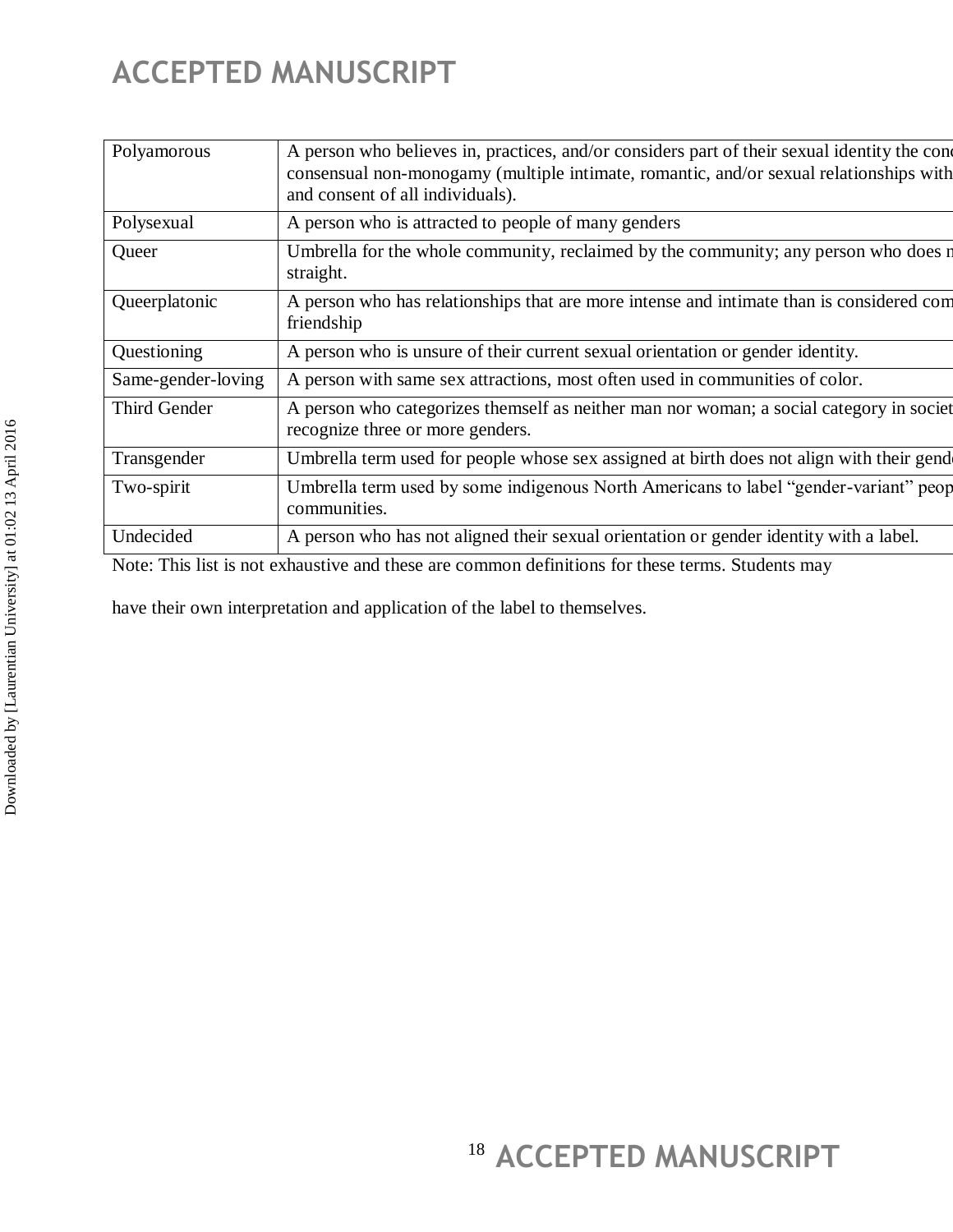| Polyamorous | A person who believes in, practices, and/or considers part of their sexual identity the conc consensual non-monogamy (multiple intimate, romantic, and/or sexual relationships with and consent of all individuals). |
|---|---|
| Polysexual | A person who is attracted to people of many genders |
| Queer | Umbrella for the whole community, reclaimed by the community; any person who does n straight. |
| Queerplatonic | A person who has relationships that are more intense and intimate than is considered com friendship |
| Questioning | A person who is unsure of their current sexual orientation or gender identity. |
| Same-gender-loving | A person with same sex attractions, most often used in communities of color. |
| Third Gender | A person who categorizes themself as neither man nor woman; a social category in societ recognize three or more genders. |
| Transgender | Umbrella term used for people whose sex assigned at birth does not align with their gend |
| Two-spirit | Umbrella term used by some indigenous North Americans to label "gender-variant" peop communities. |
| Undecided | A person who has not aligned their sexual orientation or gender identity with a label. |

Note: This list is not exhaustive and these are common definitions for these terms. Students may have their own interpretation and application of the label to themselves.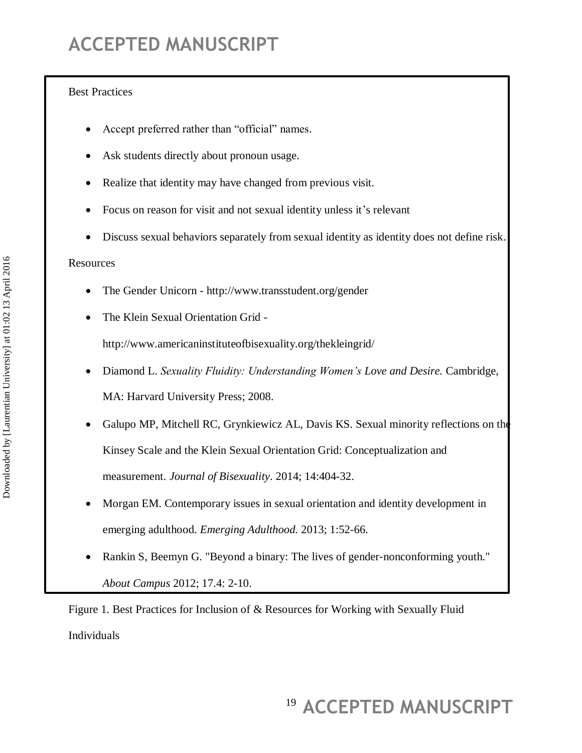Best Practices

- Accept preferred rather than "official" names.
- Ask students directly about pronoun usage.
- Realize that identity may have changed from previous visit.
- Focus on reason for visit and not sexual identity unless it's relevant
- Discuss sexual behaviors separately from sexual identity as identity does not define risk.

Resources

- The Gender Unicorn - http://www.transstudent.org/gender
- The Klein Sexual Orientation Grid - http://www.americaninstituteofbisexuality.org/thekleingrid/
- Diamond L. *Sexuality Fluidity: Understanding Women's Love and Desire.* Cambridge, MA: Harvard University Press; 2008.
- Galupo MP, Mitchell RC, Grynkiewicz AL, Davis KS. Sexual minority reflections on the Kinsey Scale and the Klein Sexual Orientation Grid: Conceptualization and measurement. *Journal of Bisexuality*. 2014; 14:404-32.
- Morgan EM. Contemporary issues in sexual orientation and identity development in emerging adulthood. *Emerging Adulthood.* 2013; 1:52-66.
- Rankin S, Beemyn G. "Beyond a binary: The lives of gender-nonconforming youth." *About Campus* 2012; 17.4: 2-10.

Figure 1. Best Practices for Inclusion of & Resources for Working with Sexually Fluid Individuals